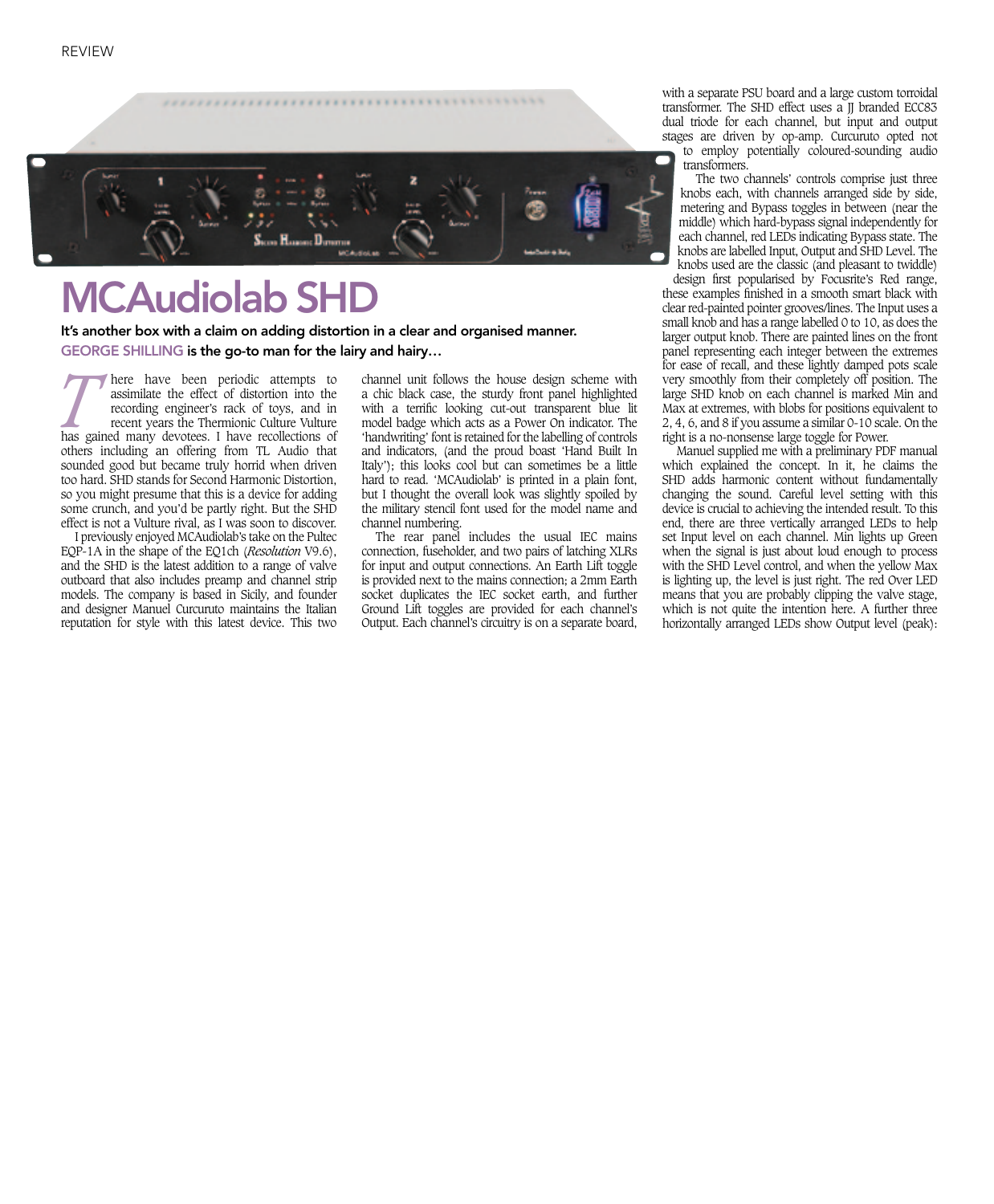# MCAudiolab SHD

**It's another box with a claim on adding distortion in a clear and organised manner. GEORGE SHILLING is the go-to man for the lairy and hairy…**

There have been periodic attempts to assimilate the effect of distortion into the recording engineer's rack of toys, and in recent years the Thermionic Culture Vulture has gained many devotees. I have recollections of others including an offering from TL Audio that sounded good but became truly horrid when driven too hard. SHD stands for Second Harmonic Distortion, so you might presume that this is a device for adding some crunch, and you'd be partly right. But the SHD effect is not a Vulture rival, as I was soon to discover.

I previously enjoyed MCAudiolab's take on the Pultec EQP-1A in the shape of the EQ1ch (*Resolution* V9.6), and the SHD is the latest addition to a range of valve outboard that also includes preamp and channel strip models. The company is based in Sicily, and founder and designer Manuel Curcuruto maintains the Italian reputation for style with this latest device. This two channel unit follows the house design scheme with a chic black case, the sturdy front panel highlighted with a terrific looking cut-out transparent blue lit model badge which acts as a Power On indicator. The 'handwriting' font is retained for the labelling of controls and indicators, (and the proud boast 'Hand Built In Italy'); this looks cool but can sometimes be a little hard to read. 'MCAudiolab' is printed in a plain font, but I thought the overall look was slightly spoiled by the military stencil font used for the model name and channel numbering.

The rear panel includes the usual IEC mains connection, fuseholder, and two pairs of latching XLRs for input and output connections. An Earth Lift toggle is provided next to the mains connection; a 2mm Earth socket duplicates the IEC socket earth, and further Ground Lift toggles are provided for each channel's Output. Each channel's circuitry is on a separate board, with a separate PSU board and a large custom toroidal transformer. The SHD effect uses a JJ branded ECC83 dual triode for each channel, but input and output stages are driven by op-amp. Curcuruto opted not to employ potentially coloured-sounding audio transformers.

The two channels' controls comprise just three knobs each, with channels arranged side by side, metering and Bypass toggles in between (near the middle) which hard-bypass signal independently for each channel, red LEDs indicating Bypass state. The knobs are labelled Input, Output and SHD Level. The knobs used are the classic (and pleasant to twiddle) design first popularised by Focusrite's Red range, these examples finished in a smooth smart black with clear red-painted pointer grooves/lines. The Input uses a small knob and has a range labelled 0 to 10, as does the larger output knob. There are painted lines on the front panel representing each integer between the extremes for ease of recall, and these lightly damped pots scale very smoothly from their completely off position. The large SHD knob on each channel is marked Min and Max at extremes, with blobs for positions equivalent to 2, 4, 6, and 8 if you assume a similar 0-10 scale. On the right is a no-nonsense large toggle for Power.

Manuel supplied me with a preliminary PDF manual which explained the concept. In it, he claims the SHD adds harmonic content without fundamentally changing the sound. Careful level setting with this device is crucial to achieving the intended result. To this end, there are three vertically arranged LEDs to help set Input level on each channel. Min lights up Green when the signal is just about loud enough to process with the SHD Level control, and when the yellow Max is lighting up, the level is just right. The red Over LED means that you are probably clipping the valve stage, which is not quite the intention here. A further three horizontally arranged LEDs show Output level (peak):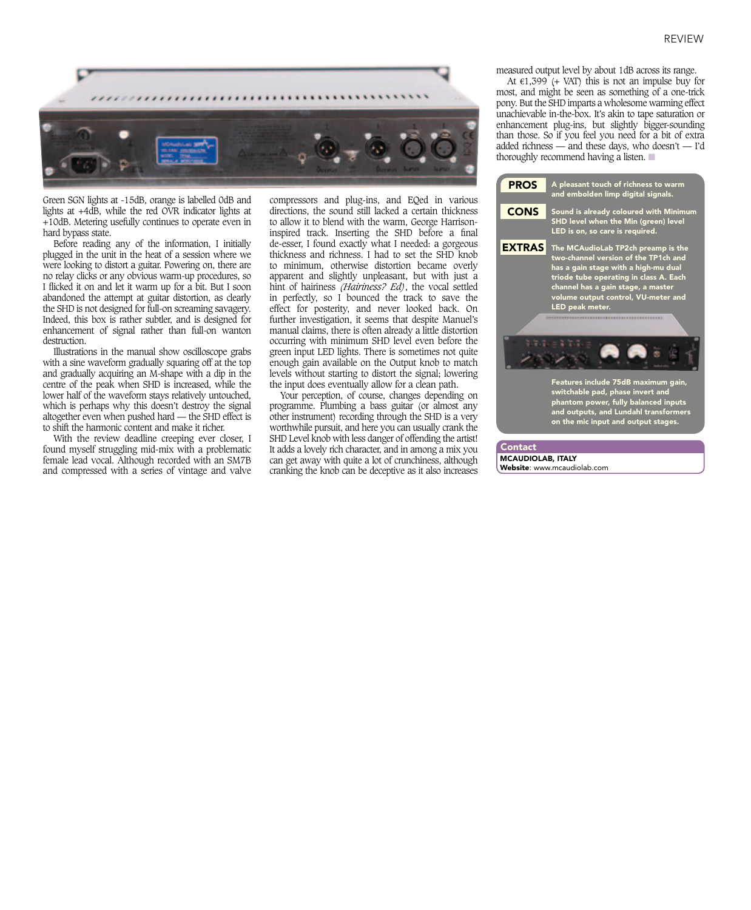Green SGN lights at -15dB, orange is labelled 0dB and lights at +4dB, while the red OVR indicator lights at +10dB. Metering usefully continues to operate even in hard bypass state.

Before reading any of the information, I initially plugged in the unit in the heat of a session where we were looking to distort a guitar. Powering on, there are no relay clicks or any obvious warm-up procedures, so I flicked it on and let it warm up for a bit. But I soon abandoned the attempt at guitar distortion, as clearly the SHD is not designed for full-on screaming savagery. Indeed, this box is rather subtler, and is designed for enhancement of signal rather than full-on wanton destruction.

Illustrations in the manual show oscilloscope grabs with a sine waveform gradually squaring off at the top and gradually acquiring an M-shape with a dip in the centre of the peak when SHD is increased, while the lower half of the waveform stays relatively untouched, which is perhaps why this doesn't destroy the signal altogether even when pushed hard — the SHD effect is to shift the harmonic content and make it richer.

With the review deadline creeping ever closer, I found myself struggling mid-mix with a problematic female lead vocal. Although recorded with an SM7B and compressed with a series of vintage and valve compressors and plug-ins, and EQed in various directions, the sound still lacked a certain thickness to allow it to blend with the warm, George Harrison-inspired track. Inserting the SHD before a final de-esser, I found exactly what I needed: a gorgeous thickness and richness. I had to set the SHD knob to minimum, otherwise distortion became overly apparent and slightly unpleasant, but with just a hint of hairiness *(Hairiness? Ed)*, the vocal settled in perfectly, so I bounced the track to save the effect for posterity, and never looked back. On further investigation, it seems that despite Manuel's manual claims, there is often already a little distortion occurring with minimum SHD level even before the green input LED lights. There is sometimes not quite enough gain available on the Output knob to match levels without starting to distort the signal; lowering the input does eventually allow for a clean path.

Your perception, of course, changes depending on programme. Plumbing a bass guitar (or almost any other instrument) recording through the SHD is a very worthwhile pursuit, and here you can usually crank the SHD Level knob with less danger of offending the artist! It adds a lovely rich character, and in among a mix you can get away with quite a lot of crunchiness, although cranking the knob can be deceptive as it also increases measured output level by about 1dB across its range.

At €1,399 (+ VAT) this is not an impulse buy for most, and might be seen as something of a one-trick pony. But the SHD imparts a wholesome warming effect unachievable in-the-box. It's akin to tape saturation or enhancement plug-ins, but slightly bigger-sounding than those. So if you feel you need for a bit of extra added richness — and these days, who doesn't — I'd thoroughly recommend having a listen. ■

**PROS** A pleasant touch of richness to warm and embolden limp digital signals.

**CONS** Sound is already coloured with Minimum SHD level when the Min (green) level LED is on, so care is required.

**EXTRAS** The MCAudioLab TP2ch preamp is the two-channel version of the TP1ch and has a gain stage with a high-mu dual triode tube operating in class A. Each channel has a gain stage, a master volume output control, VU-meter and LED peak meter.

Features include 75dB maximum gain, switchable pad, phase invert and phantom power, fully balanced inputs and outputs, and Lundahl transformers on the mic input and output stages.

**Contact**

**MCAUDIOLAB, ITALY**

**Website**: www.mcaudiolab.com